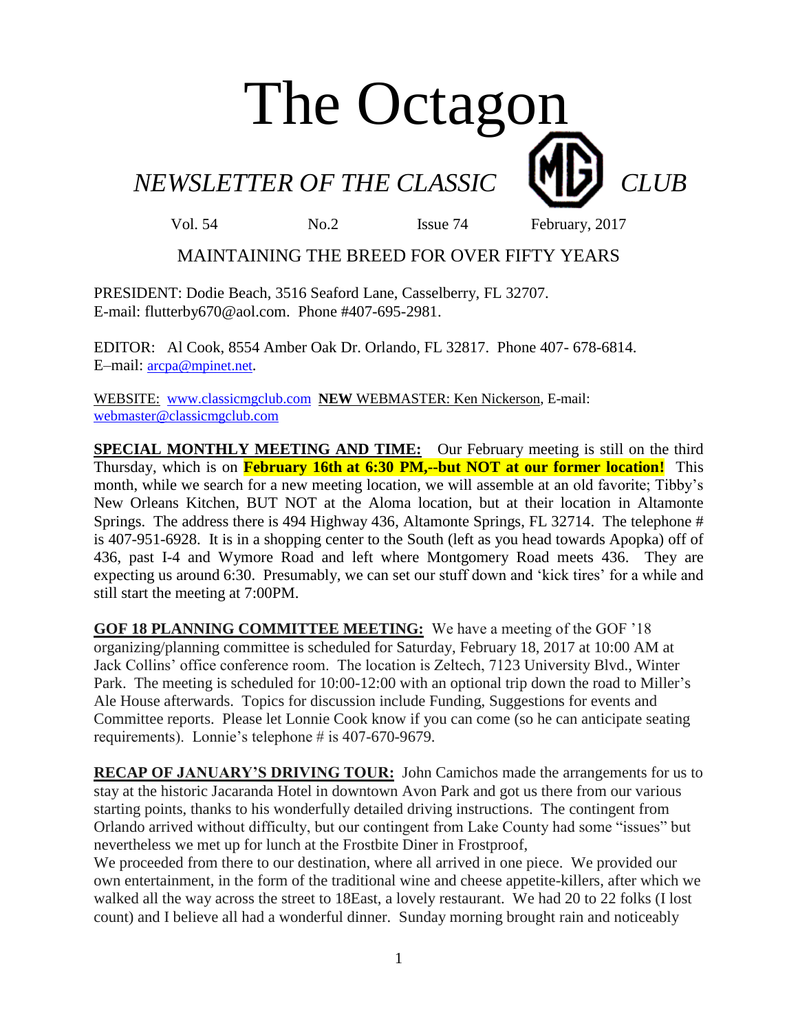# The Octagon

## *NEWSLETTER OF THE CLASSIC MG CLUB*

Vol. 54 No.2 Issue 74 February, 2017

MAINTAINING THE BREED FOR OVER FIFTY YEARS

PRESIDENT: Dodie Beach, 3516 Seaford Lane, Casselberry, FL 32707. E-mail: flutterby670@aol.com. Phone #407-695-2981.

EDITOR: Al Cook, 8554 Amber Oak Dr. Orlando, FL 32817. Phone 407- 678-6814. E–mail: arcpa@mpinet.net.

WEBSITE: www.classicmgclub.com **NEW** WEBMASTER: Ken Nickerson, E-mail: webmaster@classicmgclub.com

**SPECIAL MONTHLY MEETING AND TIME:** Our February meeting is still on the third Thursday, which is on **February 16th at 6:30 PM,--but NOT at our former location!** This month, while we search for a new meeting location, we will assemble at an old favorite; Tibby's New Orleans Kitchen, BUT NOT at the Aloma location, but at their location in Altamonte Springs. The address there is 494 Highway 436, Altamonte Springs, FL 32714. The telephone # is 407-951-6928. It is in a shopping center to the South (left as you head towards Apopka) off of 436, past I-4 and Wymore Road and left where Montgomery Road meets 436. They are expecting us around 6:30. Presumably, we can set our stuff down and 'kick tires' for a while and still start the meeting at 7:00PM.

**GOF 18 PLANNING COMMITTEE MEETING:** We have a meeting of the GOF '18 organizing/planning committee is scheduled for Saturday, February 18, 2017 at 10:00 AM at Jack Collins' office conference room. The location is Zeltech, 7123 University Blvd., Winter Park. The meeting is scheduled for 10:00-12:00 with an optional trip down the road to Miller's Ale House afterwards. Topics for discussion include Funding, Suggestions for events and Committee reports. Please let Lonnie Cook know if you can come (so he can anticipate seating requirements). Lonnie's telephone # is 407-670-9679.

**RECAP OF JANUARY'S DRIVING TOUR:** John Camichos made the arrangements for us to stay at the historic Jacaranda Hotel in downtown Avon Park and got us there from our various starting points, thanks to his wonderfully detailed driving instructions. The contingent from Orlando arrived without difficulty, but our contingent from Lake County had some "issues" but nevertheless we met up for lunch at the Frostbite Diner in Frostproof,

We proceeded from there to our destination, where all arrived in one piece. We provided our own entertainment, in the form of the traditional wine and cheese appetite-killers, after which we walked all the way across the street to 18East, a lovely restaurant. We had 20 to 22 folks (I lost count) and I believe all had a wonderful dinner. Sunday morning brought rain and noticeably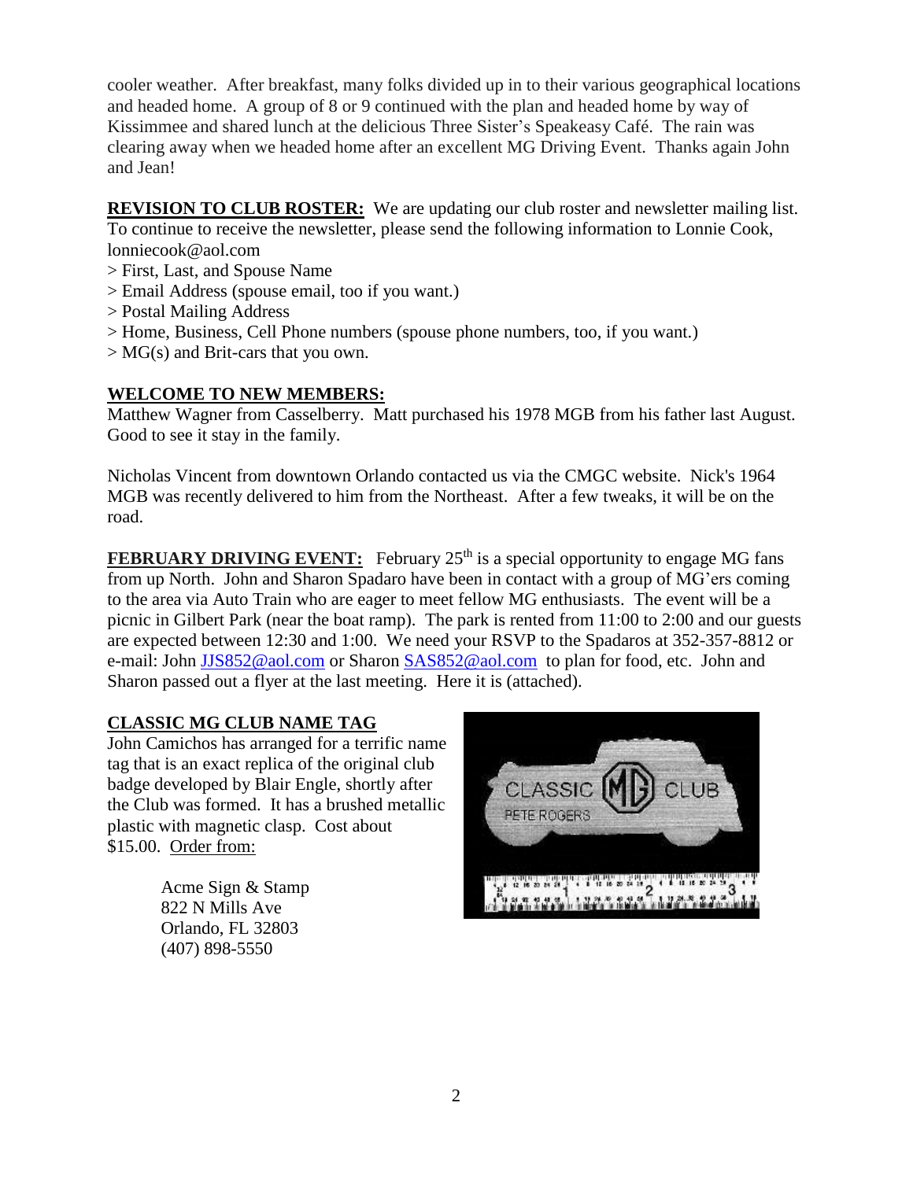cooler weather. After breakfast, many folks divided up in to their various geographical locations and headed home. A group of 8 or 9 continued with the plan and headed home by way of Kissimmee and shared lunch at the delicious Three Sister's Speakeasy Café. The rain was clearing away when we headed home after an excellent MG Driving Event. Thanks again John and Jean!

**REVISION TO CLUB ROSTER:** We are updating our club roster and newsletter mailing list. To continue to receive the newsletter, please send the following information to Lonnie Cook, lonniecook@aol.com

> First, Last, and Spouse Name
> Email Address (spouse email, too if you want.)
> Postal Mailing Address
> Home, Business, Cell Phone numbers (spouse phone numbers, too, if you want.)
> MG(s) and Brit-cars that you own.

**WELCOME TO NEW MEMBERS:**

Matthew Wagner from Casselberry. Matt purchased his 1978 MGB from his father last August. Good to see it stay in the family.

Nicholas Vincent from downtown Orlando contacted us via the CMGC website. Nick's 1964 MGB was recently delivered to him from the Northeast. After a few tweaks, it will be on the road.

**FEBRUARY DRIVING EVENT:** February 25th is a special opportunity to engage MG fans from up North. John and Sharon Spadaro have been in contact with a group of MG'ers coming to the area via Auto Train who are eager to meet fellow MG enthusiasts. The event will be a picnic in Gilbert Park (near the boat ramp). The park is rented from 11:00 to 2:00 and our guests are expected between 12:30 and 1:00. We need your RSVP to the Spadaros at 352-357-8812 or e-mail: John JJS852@aol.com or Sharon SAS852@aol.com to plan for food, etc. John and Sharon passed out a flyer at the last meeting. Here it is (attached).

**CLASSIC MG CLUB NAME TAG**

John Camichos has arranged for a terrific name tag that is an exact replica of the original club badge developed by Blair Engle, shortly after the Club was formed. It has a brushed metallic plastic with magnetic clasp. Cost about $15.00. Order from:

Acme Sign & Stamp
822 N Mills Ave
Orlando, FL 32803
(407) 898-5550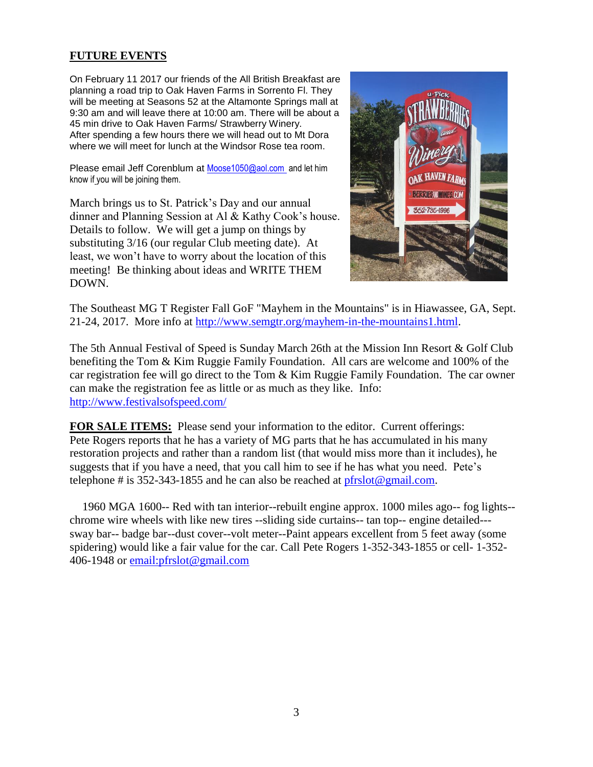## FUTURE EVENTS

On February 11 2017 our friends of the All British Breakfast are planning a road trip to Oak Haven Farms in Sorrento Fl. They will be meeting at Seasons 52 at the Altamonte Springs mall at 9:30 am and will leave there at 10:00 am. There will be about a 45 min drive to Oak Haven Farms/ Strawberry Winery.
After spending a few hours there we will head out to Mt Dora where we will meet for lunch at the Windsor Rose tea room.

Please email Jeff Corenblum at Moose1050@aol.com and let him know if you will be joining them.

March brings us to St. Patrick's Day and our annual dinner and Planning Session at Al & Kathy Cook's house. Details to follow. We will get a jump on things by substituting 3/16 (our regular Club meeting date). At least, we won't have to worry about the location of this meeting! Be thinking about ideas and WRITE THEM DOWN.

The Southeast MG T Register Fall GoF "Mayhem in the Mountains" is in Hiawassee, GA, Sept. 21-24, 2017. More info at http://www.semgtr.org/mayhem-in-the-mountains1.html.

The 5th Annual Festival of Speed is Sunday March 26th at the Mission Inn Resort & Golf Club benefiting the Tom & Kim Ruggie Family Foundation. All cars are welcome and 100% of the car registration fee will go direct to the Tom & Kim Ruggie Family Foundation. The car owner can make the registration fee as little or as much as they like. Info: http://www.festivalsofspeed.com/

**FOR SALE ITEMS:** Please send your information to the editor. Current offerings:
Pete Rogers reports that he has a variety of MG parts that he has accumulated in his many restoration projects and rather than a random list (that would miss more than it includes), he suggests that if you have a need, that you call him to see if he has what you need. Pete's telephone # is 352-343-1855 and he can also be reached at pfrslot@gmail.com.

1960 MGA 1600-- Red with tan interior--rebuilt engine approx. 1000 miles ago-- fog lights--chrome wire wheels with like new tires --sliding side curtains-- tan top-- engine detailed---sway bar-- badge bar--dust cover--volt meter--Paint appears excellent from 5 feet away (some spidering) would like a fair value for the car. Call Pete Rogers 1-352-343-1855 or cell- 1-352-406-1948 or email:pfrslot@gmail.com